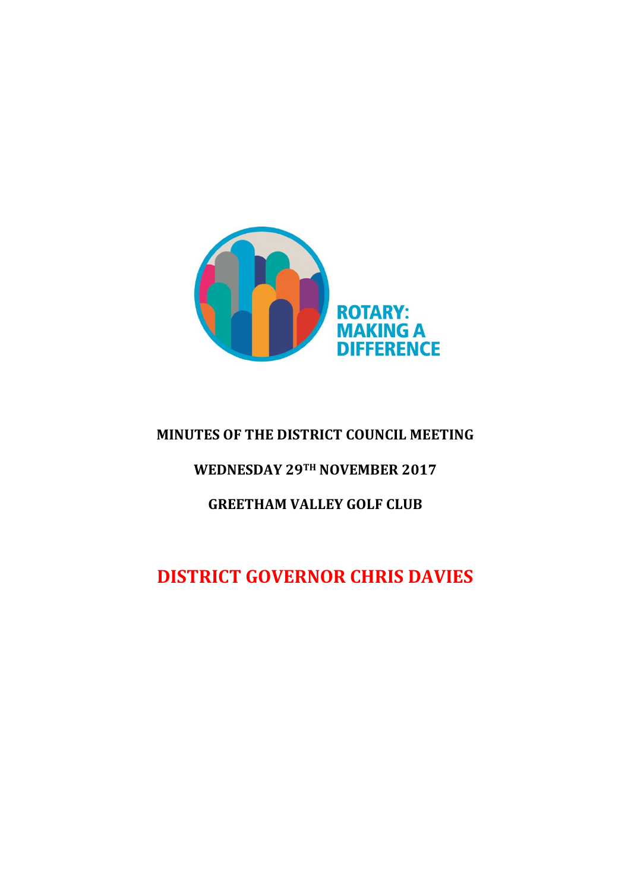ROTARY: MAKING A DIFFERENCE

# MINUTES OF THE DISTRICT COUNCIL MEETING

## WEDNESDAY 29TH NOVEMBER 2017

## GREETHAM VALLEY GOLF CLUB

# DISTRICT GOVERNOR CHRIS DAVIES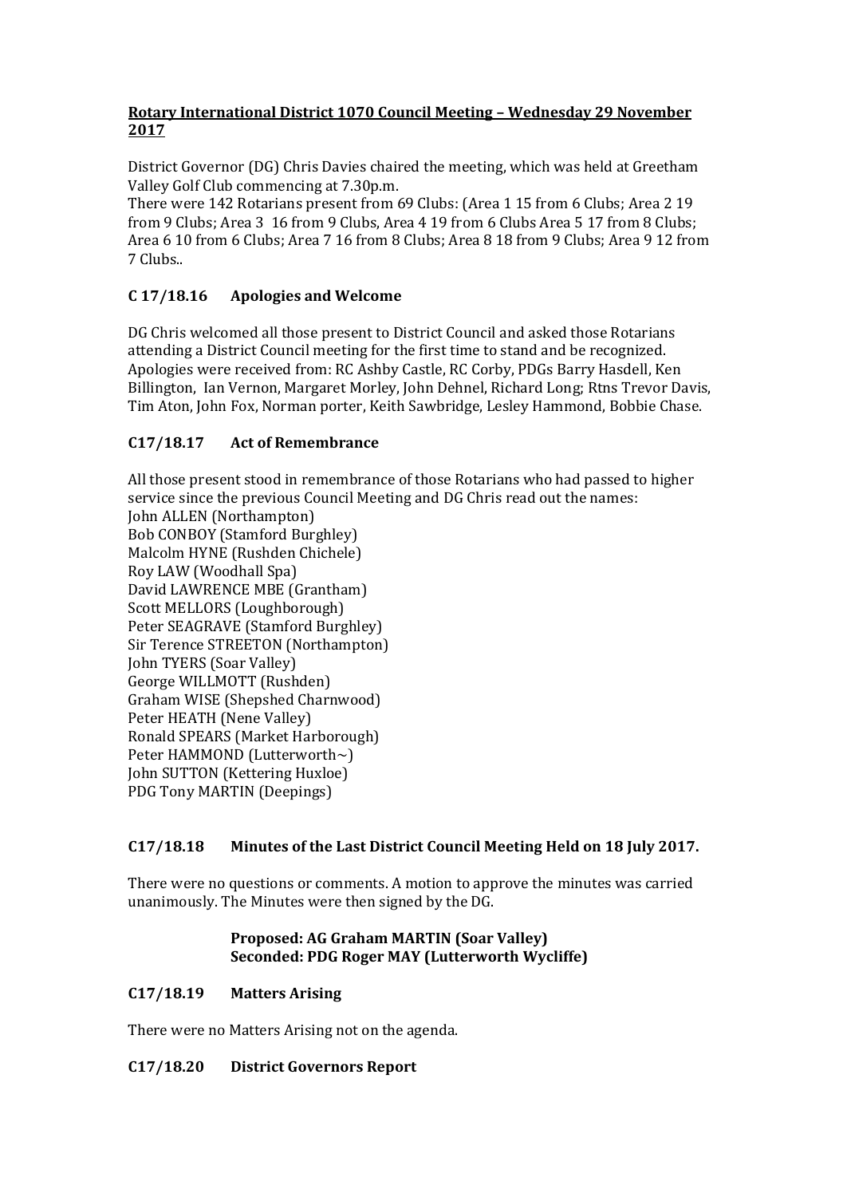**Rotary International District 1070 Council Meeting – Wednesday 29 November 2017**

District Governor (DG) Chris Davies chaired the meeting, which was held at Greetham Valley Golf Club commencing at 7.30p.m.
There were 142 Rotarians present from 69 Clubs: (Area 1 15 from 6 Clubs; Area 2 19 from 9 Clubs; Area 3 16 from 9 Clubs, Area 4 19 from 6 Clubs Area 5 17 from 8 Clubs; Area 6 10 from 6 Clubs; Area 7 16 from 8 Clubs; Area 8 18 from 9 Clubs; Area 9 12 from 7 Clubs..

## C 17/18.16 Apologies and Welcome

DG Chris welcomed all those present to District Council and asked those Rotarians attending a District Council meeting for the first time to stand and be recognized. Apologies were received from: RC Ashby Castle, RC Corby, PDGs Barry Hasdell, Ken Billington, Ian Vernon, Margaret Morley, John Dehnel, Richard Long; Rtns Trevor Davis, Tim Aton, John Fox, Norman porter, Keith Sawbridge, Lesley Hammond, Bobbie Chase.

## C17/18.17 Act of Remembrance

All those present stood in remembrance of those Rotarians who had passed to higher service since the previous Council Meeting and DG Chris read out the names:
John ALLEN (Northampton)
Bob CONBOY (Stamford Burghley)
Malcolm HYNE (Rushden Chichele)
Roy LAW (Woodhall Spa)
David LAWRENCE MBE (Grantham)
Scott MELLORS (Loughborough)
Peter SEAGRAVE (Stamford Burghley)
Sir Terence STREETON (Northampton)
John TYERS (Soar Valley)
George WILLMOTT (Rushden)
Graham WISE (Shepshed Charnwood)
Peter HEATH (Nene Valley)
Ronald SPEARS (Market Harborough)
Peter HAMMOND (Lutterworth~)
John SUTTON (Kettering Huxloe)
PDG Tony MARTIN (Deepings)

## C17/18.18 Minutes of the Last District Council Meeting Held on 18 July 2017.

There were no questions or comments. A motion to approve the minutes was carried unanimously. The Minutes were then signed by the DG.

**Proposed: AG Graham MARTIN (Soar Valley)**
**Seconded: PDG Roger MAY (Lutterworth Wycliffe)**

## C17/18.19 Matters Arising

There were no Matters Arising not on the agenda.

## C17/18.20 District Governors Report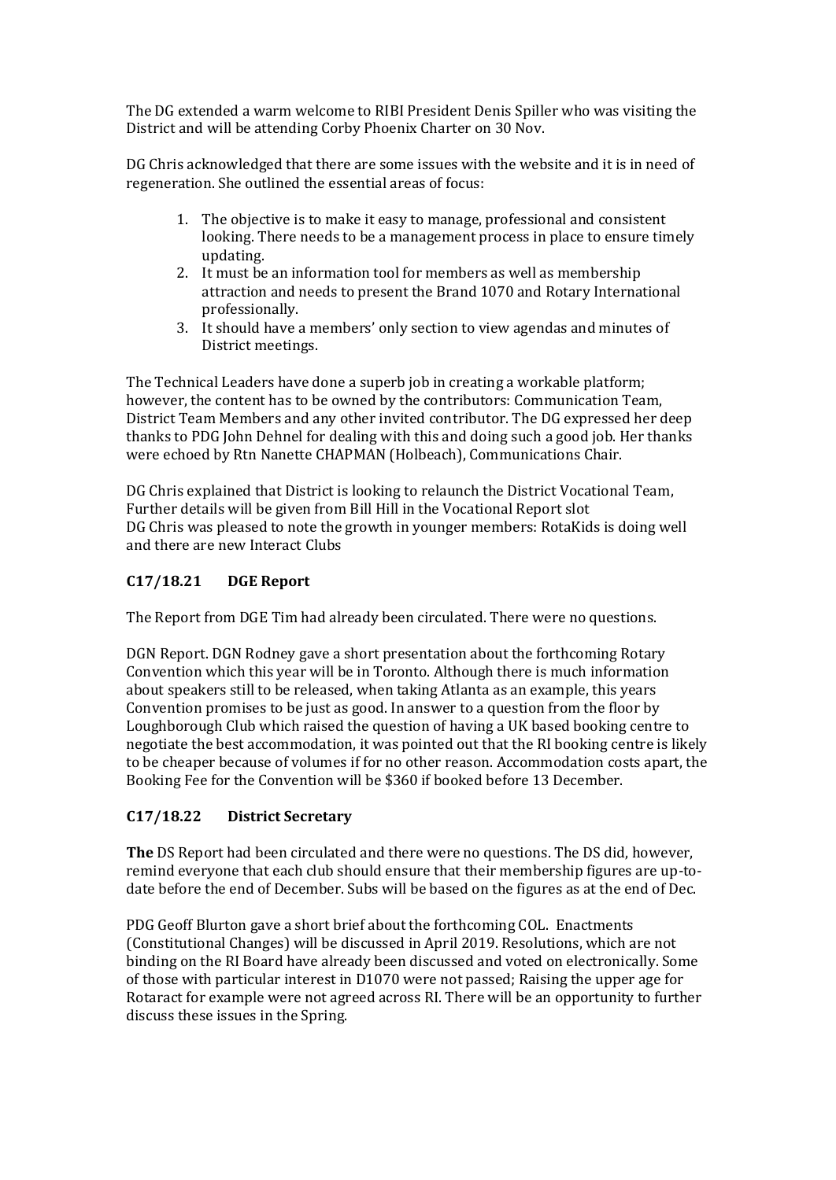The DG extended a warm welcome to RIBI President Denis Spiller who was visiting the District and will be attending Corby Phoenix Charter on 30 Nov.

DG Chris acknowledged that there are some issues with the website and it is in need of regeneration. She outlined the essential areas of focus:

1. The objective is to make it easy to manage, professional and consistent looking. There needs to be a management process in place to ensure timely updating.
2. It must be an information tool for members as well as membership attraction and needs to present the Brand 1070 and Rotary International professionally.
3. It should have a members' only section to view agendas and minutes of District meetings.

The Technical Leaders have done a superb job in creating a workable platform; however, the content has to be owned by the contributors: Communication Team, District Team Members and any other invited contributor. The DG expressed her deep thanks to PDG John Dehnel for dealing with this and doing such a good job. Her thanks were echoed by Rtn Nanette CHAPMAN (Holbeach), Communications Chair.

DG Chris explained that District is looking to relaunch the District Vocational Team, Further details will be given from Bill Hill in the Vocational Report slot
DG Chris was pleased to note the growth in younger members: RotaKids is doing well and there are new Interact Clubs

### C17/18.21 DGE Report

The Report from DGE Tim had already been circulated. There were no questions.

DGN Report. DGN Rodney gave a short presentation about the forthcoming Rotary Convention which this year will be in Toronto. Although there is much information about speakers still to be released, when taking Atlanta as an example, this years Convention promises to be just as good. In answer to a question from the floor by Loughborough Club which raised the question of having a UK based booking centre to negotiate the best accommodation, it was pointed out that the RI booking centre is likely to be cheaper because of volumes if for no other reason. Accommodation costs apart, the Booking Fee for the Convention will be $360 if booked before 13 December.

### C17/18.22 District Secretary

**The** DS Report had been circulated and there were no questions. The DS did, however, remind everyone that each club should ensure that their membership figures are up-to-date before the end of December. Subs will be based on the figures as at the end of Dec.

PDG Geoff Blurton gave a short brief about the forthcoming COL. Enactments (Constitutional Changes) will be discussed in April 2019. Resolutions, which are not binding on the RI Board have already been discussed and voted on electronically. Some of those with particular interest in D1070 were not passed; Raising the upper age for Rotaract for example were not agreed across RI. There will be an opportunity to further discuss these issues in the Spring.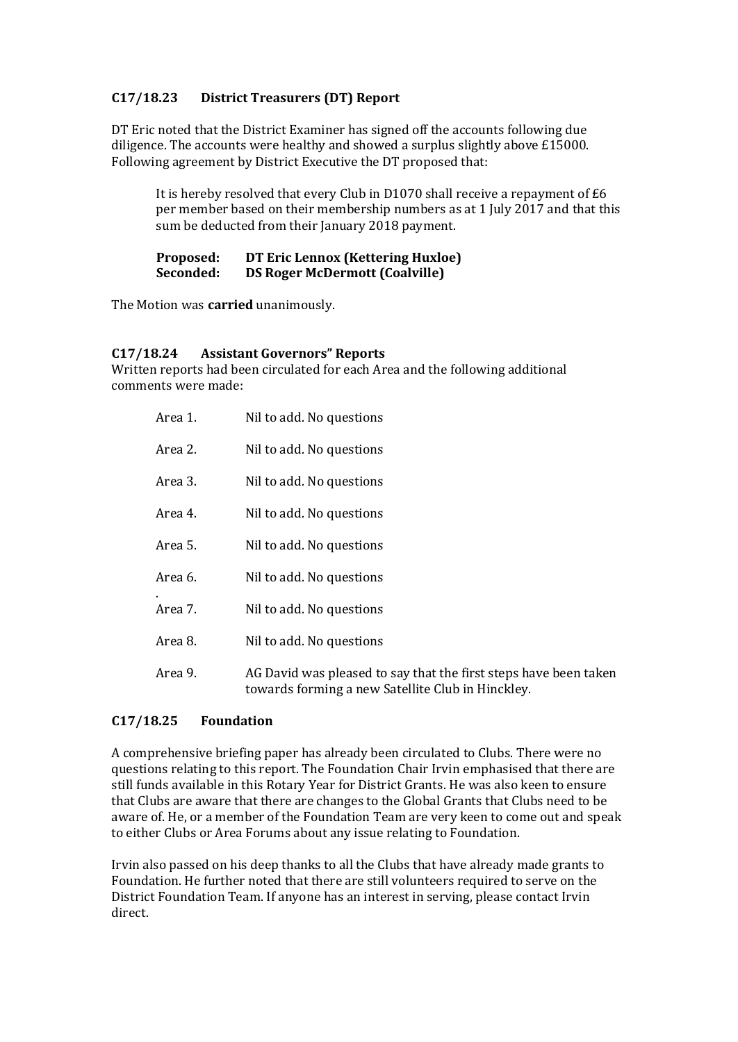### C17/18.23 District Treasurers (DT) Report

DT Eric noted that the District Examiner has signed off the accounts following due diligence. The accounts were healthy and showed a surplus slightly above £15000. Following agreement by District Executive the DT proposed that:

> It is hereby resolved that every Club in D1070 shall receive a repayment of £6 per member based on their membership numbers as at 1 July 2017 and that this sum be deducted from their January 2018 payment.
>
> **Proposed: DT Eric Lennox (Kettering Huxloe)**
> **Seconded: DS Roger McDermott (Coalville)**

The Motion was **carried** unanimously.

### C17/18.24 Assistant Governors" Reports

Written reports had been circulated for each Area and the following additional comments were made:

| | |
|---|---|
| Area 1. | Nil to add. No questions |
| Area 2. | Nil to add. No questions |
| Area 3. | Nil to add. No questions |
| Area 4. | Nil to add. No questions |
| Area 5. | Nil to add. No questions |
| Area 6. | Nil to add. No questions |
| Area 7. | Nil to add. No questions |
| Area 8. | Nil to add. No questions |
| Area 9. | AG David was pleased to say that the first steps have been taken towards forming a new Satellite Club in Hinckley. |

### C17/18.25 Foundation

A comprehensive briefing paper has already been circulated to Clubs. There were no questions relating to this report. The Foundation Chair Irvin emphasised that there are still funds available in this Rotary Year for District Grants. He was also keen to ensure that Clubs are aware that there are changes to the Global Grants that Clubs need to be aware of. He, or a member of the Foundation Team are very keen to come out and speak to either Clubs or Area Forums about any issue relating to Foundation.

Irvin also passed on his deep thanks to all the Clubs that have already made grants to Foundation. He further noted that there are still volunteers required to serve on the District Foundation Team. If anyone has an interest in serving, please contact Irvin direct.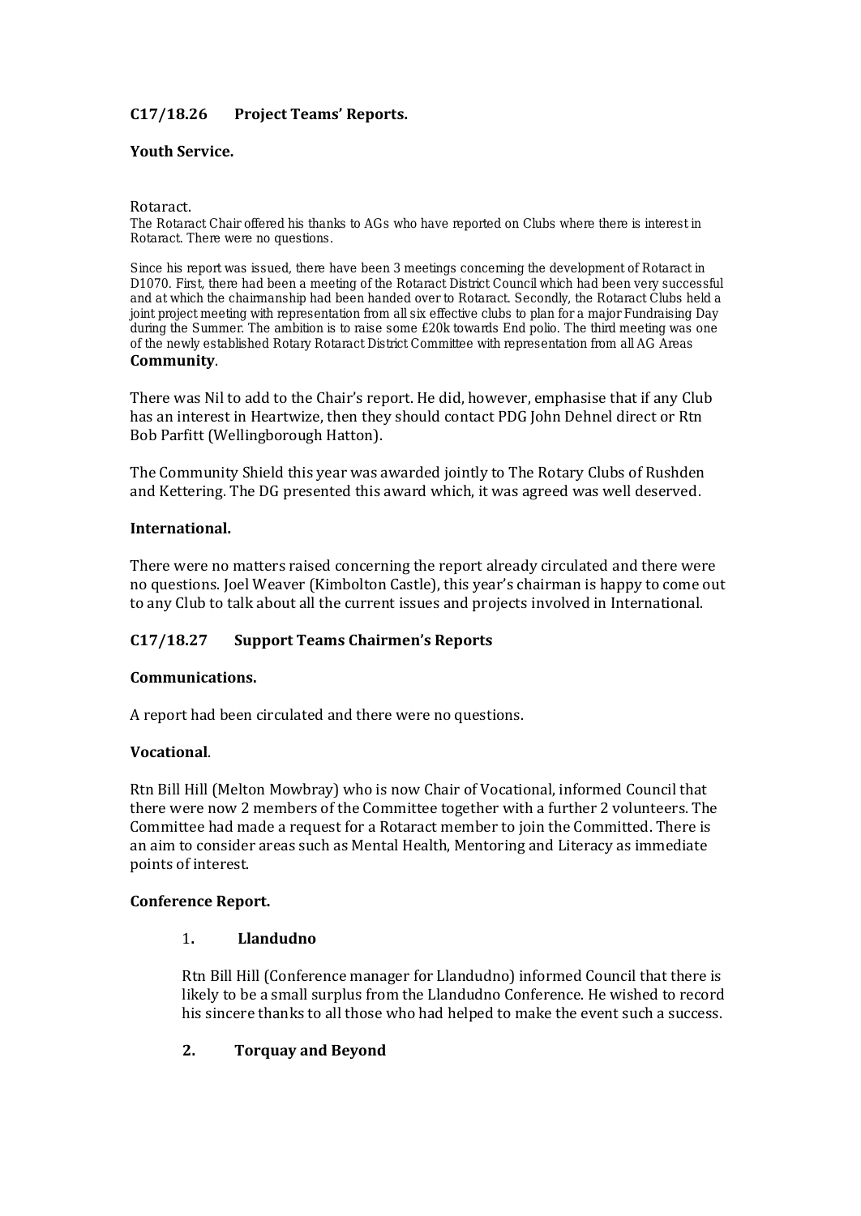## C17/18.26 Project Teams' Reports.

### Youth Service.

Rotaract.

The Rotaract Chair offered his thanks to AGs who have reported on Clubs where there is interest in Rotaract. There were no questions.

Since his report was issued, there have been 3 meetings concerning the development of Rotaract in D1070. First, there had been a meeting of the Rotaract District Council which had been very successful and at which the chairmanship had been handed over to Rotaract. Secondly, the Rotaract Clubs held a joint project meeting with representation from all six effective clubs to plan for a major Fundraising Day during the Summer. The ambition is to raise some £20k towards End polio. The third meeting was one of the newly established Rotary Rotaract District Committee with representation from all AG Areas

### Community.

There was Nil to add to the Chair's report. He did, however, emphasise that if any Club has an interest in Heartwize, then they should contact PDG John Dehnel direct or Rtn Bob Parfitt (Wellingborough Hatton).

The Community Shield this year was awarded jointly to The Rotary Clubs of Rushden and Kettering. The DG presented this award which, it was agreed was well deserved.

### International.

There were no matters raised concerning the report already circulated and there were no questions. Joel Weaver (Kimbolton Castle), this year's chairman is happy to come out to any Club to talk about all the current issues and projects involved in International.

## C17/18.27 Support Teams Chairmen's Reports

### Communications.

A report had been circulated and there were no questions.

### Vocational.

Rtn Bill Hill (Melton Mowbray) who is now Chair of Vocational, informed Council that there were now 2 members of the Committee together with a further 2 volunteers. The Committee had made a request for a Rotaract member to join the Committed. There is an aim to consider areas such as Mental Health, Mentoring and Literacy as immediate points of interest.

### Conference Report.

1. **Llandudno**

   Rtn Bill Hill (Conference manager for Llandudno) informed Council that there is likely to be a small surplus from the Llandudno Conference. He wished to record his sincere thanks to all those who had helped to make the event such a success.

2. **Torquay and Beyond**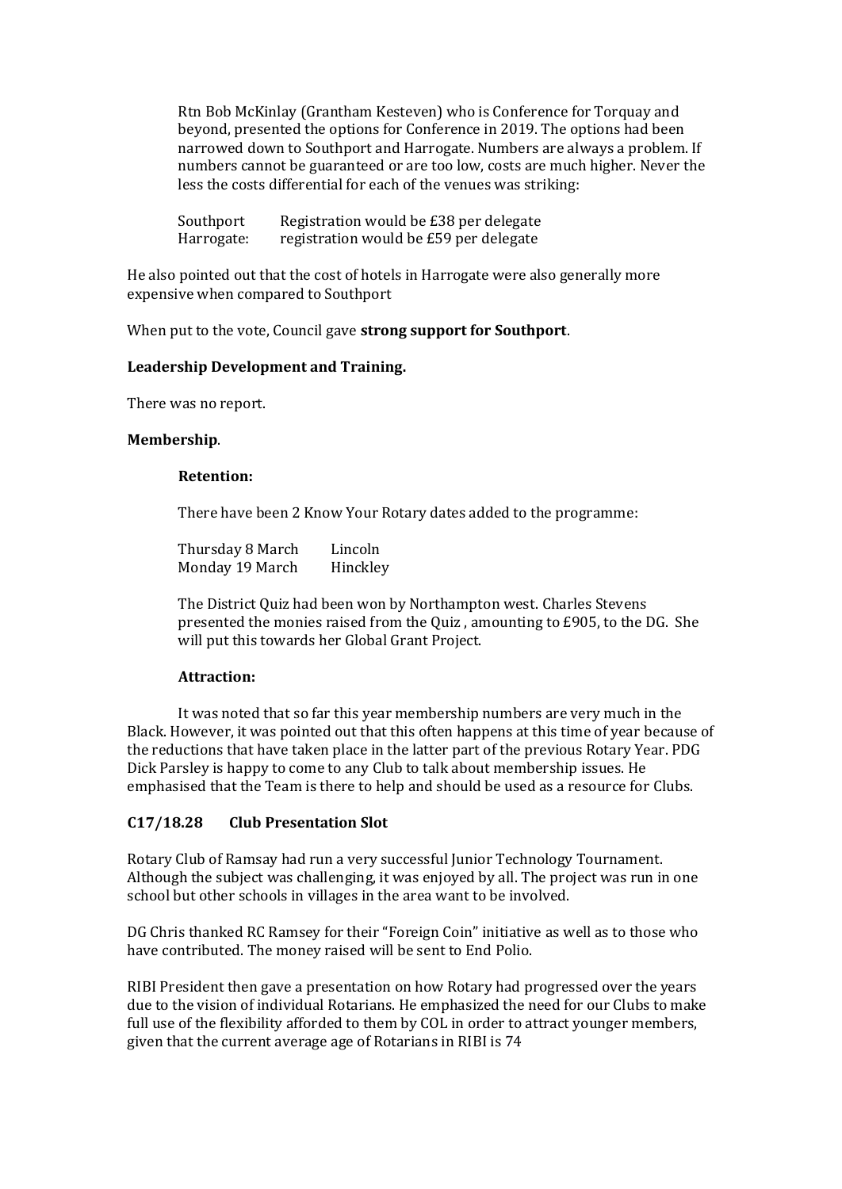Rtn Bob McKinlay (Grantham Kesteven) who is Conference for Torquay and beyond, presented the options for Conference in 2019. The options had been narrowed down to Southport and Harrogate. Numbers are always a problem. If numbers cannot be guaranteed or are too low, costs are much higher. Never the less the costs differential for each of the venues was striking:

| | |
|---|---|
| Southport | Registration would be £38 per delegate |
| Harrogate: | registration would be £59 per delegate |

He also pointed out that the cost of hotels in Harrogate were also generally more expensive when compared to Southport

When put to the vote, Council gave **strong support for Southport**.

**Leadership Development and Training.**

There was no report.

**Membership**.

**Retention:**

There have been 2 Know Your Rotary dates added to the programme:

| | |
|---|---|
| Thursday 8 March | Lincoln |
| Monday 19 March | Hinckley |

The District Quiz had been won by Northampton west. Charles Stevens presented the monies raised from the Quiz , amounting to £905, to the DG. She will put this towards her Global Grant Project.

**Attraction:**

It was noted that so far this year membership numbers are very much in the Black. However, it was pointed out that this often happens at this time of year because of the reductions that have taken place in the latter part of the previous Rotary Year. PDG Dick Parsley is happy to come to any Club to talk about membership issues. He emphasised that the Team is there to help and should be used as a resource for Clubs.

## C17/18.28 Club Presentation Slot

Rotary Club of Ramsay had run a very successful Junior Technology Tournament. Although the subject was challenging, it was enjoyed by all. The project was run in one school but other schools in villages in the area want to be involved.

DG Chris thanked RC Ramsey for their "Foreign Coin" initiative as well as to those who have contributed. The money raised will be sent to End Polio.

RIBI President then gave a presentation on how Rotary had progressed over the years due to the vision of individual Rotarians. He emphasized the need for our Clubs to make full use of the flexibility afforded to them by COL in order to attract younger members, given that the current average age of Rotarians in RIBI is 74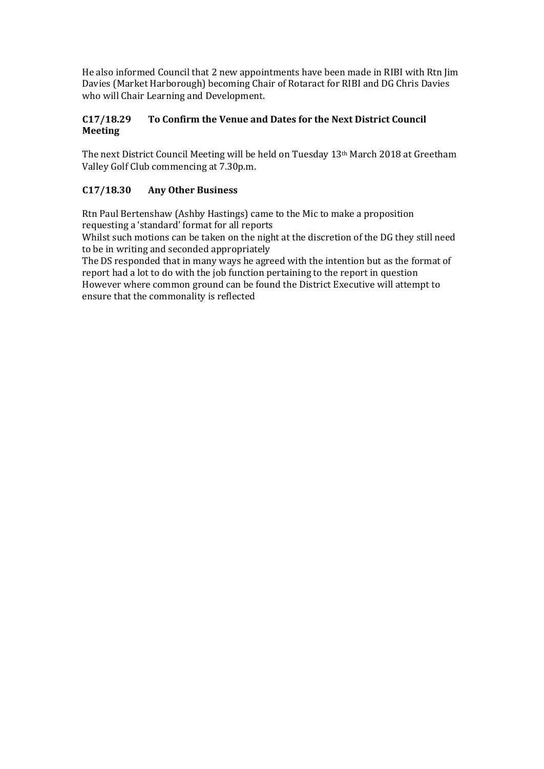He also informed Council that 2 new appointments have been made in RIBI with Rtn Jim Davies (Market Harborough) becoming Chair of Rotaract for RIBI and DG Chris Davies who will Chair Learning and Development.

### C17/18.29 To Confirm the Venue and Dates for the Next District Council Meeting

The next District Council Meeting will be held on Tuesday 13th March 2018 at Greetham Valley Golf Club commencing at 7.30p.m.

### C17/18.30 Any Other Business

Rtn Paul Bertenshaw (Ashby Hastings) came to the Mic to make a proposition requesting a 'standard' format for all reports
Whilst such motions can be taken on the night at the discretion of the DG they still need to be in writing and seconded appropriately
The DS responded that in many ways he agreed with the intention but as the format of report had a lot to do with the job function pertaining to the report in question
However where common ground can be found the District Executive will attempt to ensure that the commonality is reflected